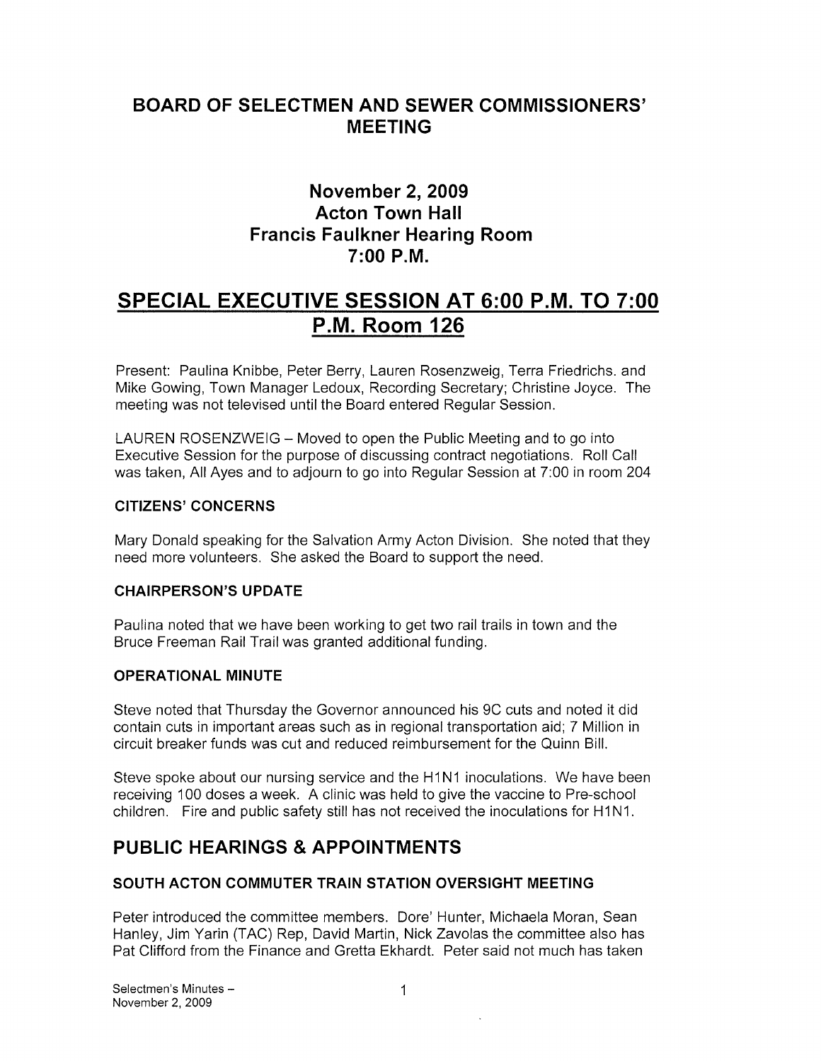# BOARD OF SELECTMEN AND SEWER COMMISSIONERS' MEETING

## November 2, 2009
## Acton Town Hall
## Francis Faulkner Hearing Room
## 7:00 P.M.

# SPECIAL EXECUTIVE SESSION AT 6:00 P.M. TO 7:00 P.M. Room 126

Present: Paulina Knibbe, Peter Berry, Lauren Rosenzweig, Terra Friedrichs. and Mike Gowing, Town Manager Ledoux, Recording Secretary; Christine Joyce. The meeting was not televised until the Board entered Regular Session.

LAUREN ROSENZWEIG – Moved to open the Public Meeting and to go into Executive Session for the purpose of discussing contract negotiations. Roll Call was taken, All Ayes and to adjourn to go into Regular Session at 7:00 in room 204

### CITIZENS' CONCERNS

Mary Donald speaking for the Salvation Army Acton Division. She noted that they need more volunteers. She asked the Board to support the need.

### CHAIRPERSON'S UPDATE

Paulina noted that we have been working to get two rail trails in town and the Bruce Freeman Rail Trail was granted additional funding.

### OPERATIONAL MINUTE

Steve noted that Thursday the Governor announced his 9C cuts and noted it did contain cuts in important areas such as in regional transportation aid; 7 Million in circuit breaker funds was cut and reduced reimbursement for the Quinn Bill.

Steve spoke about our nursing service and the H1N1 inoculations. We have been receiving 100 doses a week. A clinic was held to give the vaccine to Pre-school children. Fire and public safety still has not received the inoculations for H1N1.

## PUBLIC HEARINGS & APPOINTMENTS

### SOUTH ACTON COMMUTER TRAIN STATION OVERSIGHT MEETING

Peter introduced the committee members. Dore' Hunter, Michaela Moran, Sean Hanley, Jim Yarin (TAC) Rep, David Martin, Nick Zavolas the committee also has Pat Clifford from the Finance and Gretta Ekhardt. Peter said not much has taken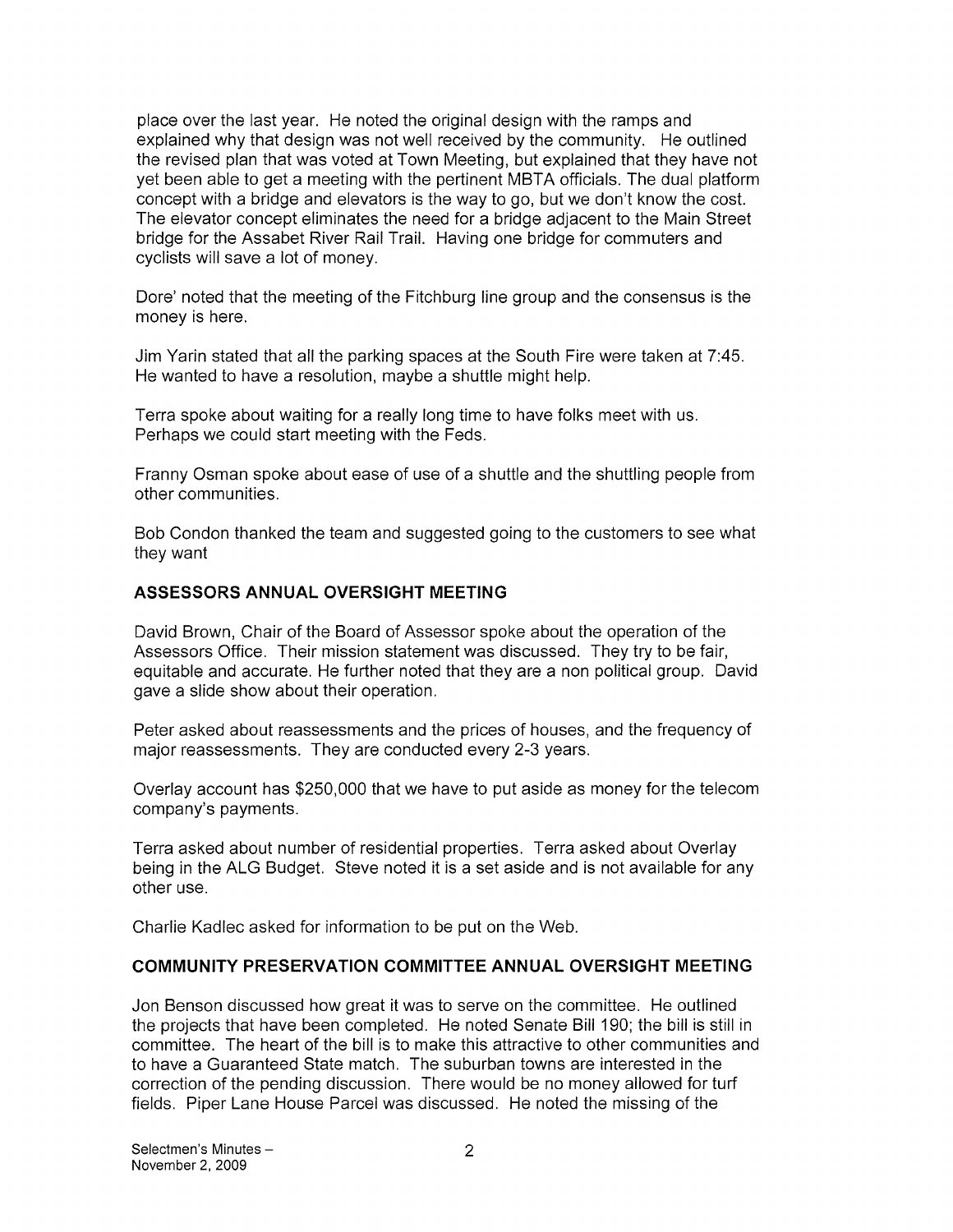place over the last year. He noted the original design with the ramps and explained why that design was not well received by the community. He outlined the revised plan that was voted at Town Meeting, but explained that they have not yet been able to get a meeting with the pertinent MBTA officials. The dual platform concept with a bridge and elevators is the way to go, but we don't know the cost. The elevator concept eliminates the need for a bridge adjacent to the Main Street bridge for the Assabet River Rail Trail. Having one bridge for commuters and cyclists will save a lot of money.

Dore' noted that the meeting of the Fitchburg line group and the consensus is the money is here.

Jim Yarin stated that all the parking spaces at the South Fire were taken at 7:45. He wanted to have a resolution, maybe a shuttle might help.

Terra spoke about waiting for a really long time to have folks meet with us. Perhaps we could start meeting with the Feds.

Franny Osman spoke about ease of use of a shuttle and the shuttling people from other communities.

Bob Condon thanked the team and suggested going to the customers to see what they want

## ASSESSORS ANNUAL OVERSIGHT MEETING

David Brown, Chair of the Board of Assessor spoke about the operation of the Assessors Office. Their mission statement was discussed. They try to be fair, equitable and accurate. He further noted that they are a non political group. David gave a slide show about their operation.

Peter asked about reassessments and the prices of houses, and the frequency of major reassessments. They are conducted every 2-3 years.

Overlay account has $250,000 that we have to put aside as money for the telecom company's payments.

Terra asked about number of residential properties. Terra asked about Overlay being in the ALG Budget. Steve noted it is a set aside and is not available for any other use.

Charlie Kadlec asked for information to be put on the Web.

## COMMUNITY PRESERVATION COMMITTEE ANNUAL OVERSIGHT MEETING

Jon Benson discussed how great it was to serve on the committee. He outlined the projects that have been completed. He noted Senate Bill 190; the bill is still in committee. The heart of the bill is to make this attractive to other communities and to have a Guaranteed State match. The suburban towns are interested in the correction of the pending discussion. There would be no money allowed for turf fields. Piper Lane House Parcel was discussed. He noted the missing of the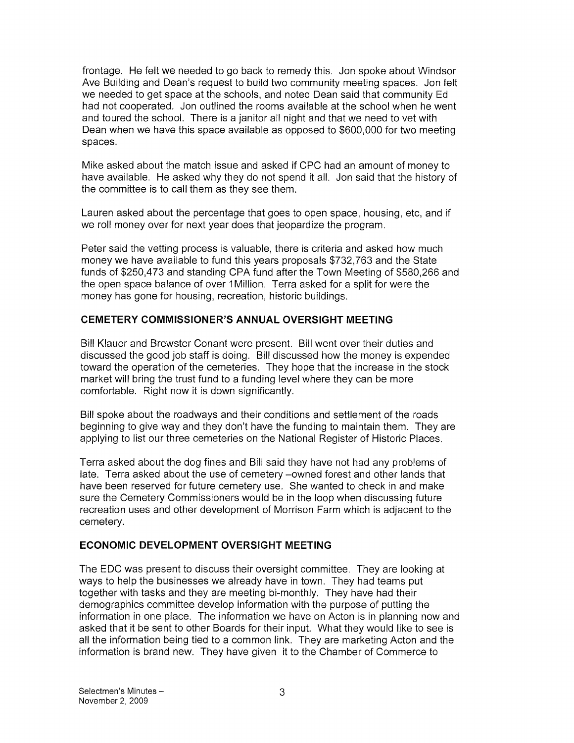frontage. He felt we needed to go back to remedy this. Jon spoke about Windsor Ave Building and Dean's request to build two community meeting spaces. Jon felt we needed to get space at the schools, and noted Dean said that community Ed had not cooperated. Jon outlined the rooms available at the school when he went and toured the school. There is a janitor all night and that we need to vet with Dean when we have this space available as opposed to $600,000 for two meeting spaces.

Mike asked about the match issue and asked if CPC had an amount of money to have available. He asked why they do not spend it all. Jon said that the history of the committee is to call them as they see them.

Lauren asked about the percentage that goes to open space, housing, etc, and if we roll money over for next year does that jeopardize the program.

Peter said the vetting process is valuable, there is criteria and asked how much money we have available to fund this years proposals $732,763 and the State funds of $250,473 and standing CPA fund after the Town Meeting of $580,266 and the open space balance of over 1Million. Terra asked for a split for were the money has gone for housing, recreation, historic buildings.

## CEMETERY COMMISSIONER'S ANNUAL OVERSIGHT MEETING

Bill Klauer and Brewster Conant were present. Bill went over their duties and discussed the good job staff is doing. Bill discussed how the money is expended toward the operation of the cemeteries. They hope that the increase in the stock market will bring the trust fund to a funding level where they can be more comfortable. Right now it is down significantly.

Bill spoke about the roadways and their conditions and settlement of the roads beginning to give way and they don't have the funding to maintain them. They are applying to list our three cemeteries on the National Register of Historic Places.

Terra asked about the dog fines and Bill said they have not had any problems of late. Terra asked about the use of cemetery –owned forest and other lands that have been reserved for future cemetery use. She wanted to check in and make sure the Cemetery Commissioners would be in the loop when discussing future recreation uses and other development of Morrison Farm which is adjacent to the cemetery.

## ECONOMIC DEVELOPMENT OVERSIGHT MEETING

The EDC was present to discuss their oversight committee. They are looking at ways to help the businesses we already have in town. They had teams put together with tasks and they are meeting bi-monthly. They have had their demographics committee develop information with the purpose of putting the information in one place. The information we have on Acton is in planning now and asked that it be sent to other Boards for their input. What they would like to see is all the information being tied to a common link. They are marketing Acton and the information is brand new. They have given it to the Chamber of Commerce to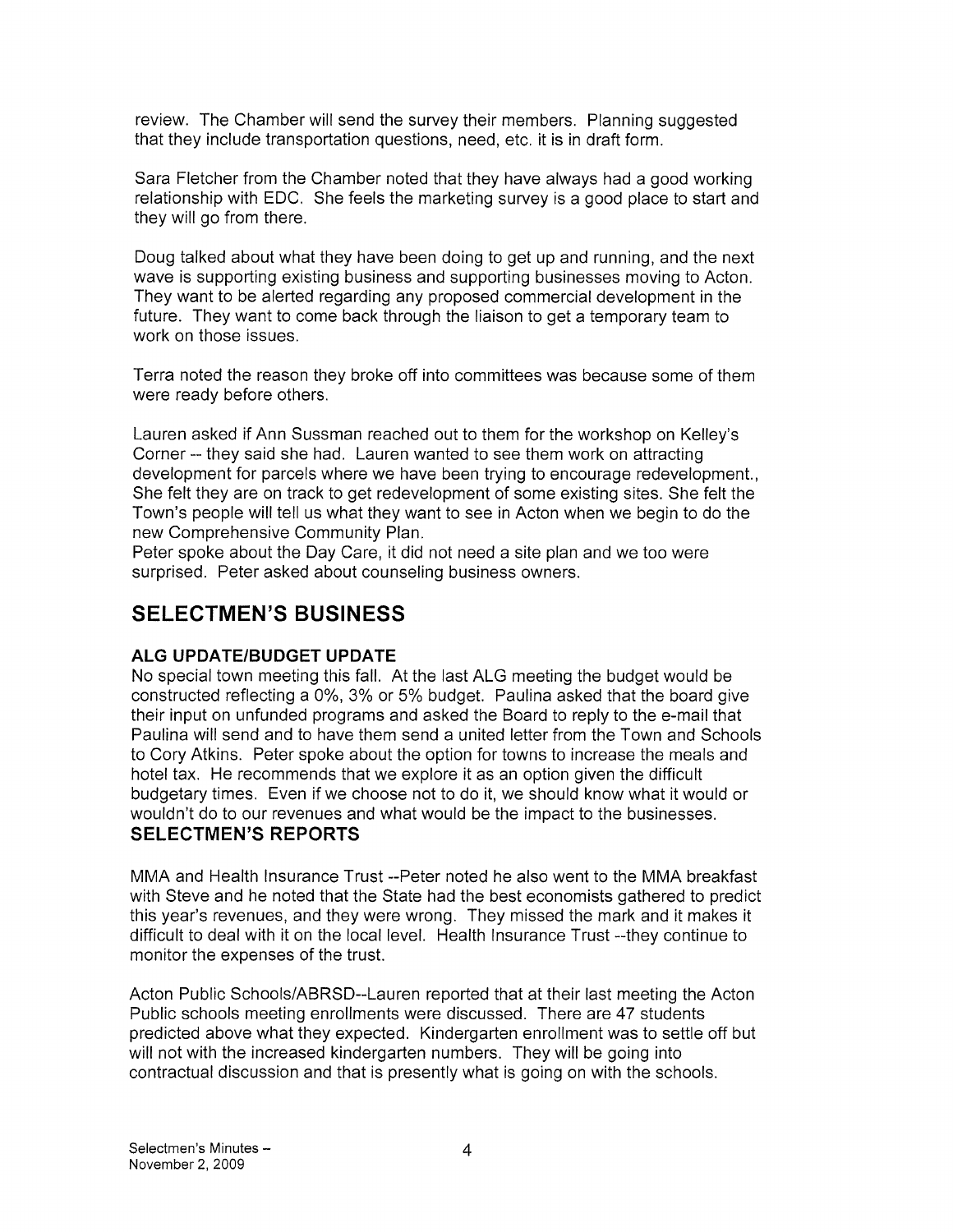review. The Chamber will send the survey their members. Planning suggested that they include transportation questions, need, etc. it is in draft form.

Sara Fletcher from the Chamber noted that they have always had a good working relationship with EDC. She feels the marketing survey is a good place to start and they will go from there.

Doug talked about what they have been doing to get up and running, and the next wave is supporting existing business and supporting businesses moving to Acton. They want to be alerted regarding any proposed commercial development in the future. They want to come back through the liaison to get a temporary team to work on those issues.

Terra noted the reason they broke off into committees was because some of them were ready before others.

Lauren asked if Ann Sussman reached out to them for the workshop on Kelley's Corner -- they said she had. Lauren wanted to see them work on attracting development for parcels where we have been trying to encourage redevelopment., She felt they are on track to get redevelopment of some existing sites. She felt the Town's people will tell us what they want to see in Acton when we begin to do the new Comprehensive Community Plan.
Peter spoke about the Day Care, it did not need a site plan and we too were surprised. Peter asked about counseling business owners.

## SELECTMEN'S BUSINESS

### ALG UPDATE/BUDGET UPDATE

No special town meeting this fall. At the last ALG meeting the budget would be constructed reflecting a 0%, 3% or 5% budget. Paulina asked that the board give their input on unfunded programs and asked the Board to reply to the e-mail that Paulina will send and to have them send a united letter from the Town and Schools to Cory Atkins. Peter spoke about the option for towns to increase the meals and hotel tax. He recommends that we explore it as an option given the difficult budgetary times. Even if we choose not to do it, we should know what it would or wouldn't do to our revenues and what would be the impact to the businesses.

### SELECTMEN'S REPORTS

MMA and Health Insurance Trust --Peter noted he also went to the MMA breakfast with Steve and he noted that the State had the best economists gathered to predict this year's revenues, and they were wrong. They missed the mark and it makes it difficult to deal with it on the local level. Health Insurance Trust --they continue to monitor the expenses of the trust.

Acton Public Schools/ABRSD--Lauren reported that at their last meeting the Acton Public schools meeting enrollments were discussed. There are 47 students predicted above what they expected. Kindergarten enrollment was to settle off but will not with the increased kindergarten numbers. They will be going into contractual discussion and that is presently what is going on with the schools.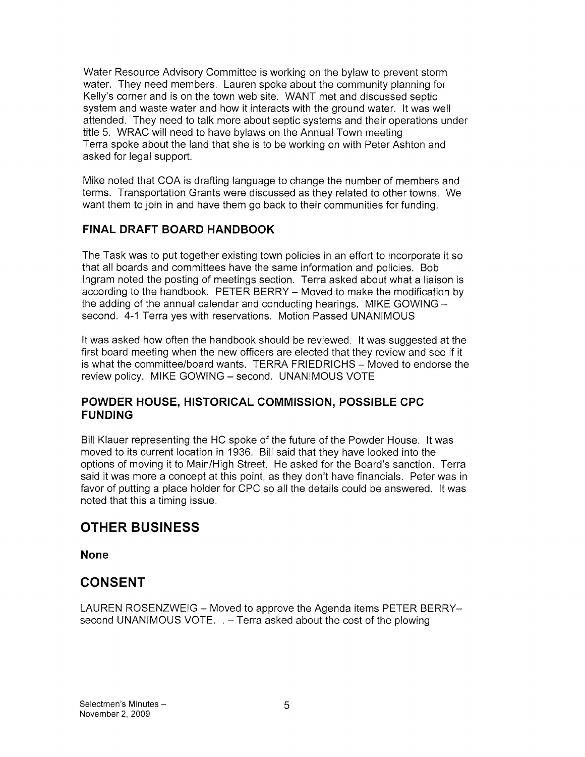Water Resource Advisory Committee is working on the bylaw to prevent storm water. They need members. Lauren spoke about the community planning for Kelly's corner and is on the town web site. WANT met and discussed septic system and waste water and how it interacts with the ground water. It was well attended. They need to talk more about septic systems and their operations under title 5. WRAC will need to have bylaws on the Annual Town meeting
Terra spoke about the land that she is to be working on with Peter Ashton and asked for legal support.

Mike noted that COA is drafting language to change the number of members and terms. Transportation Grants were discussed as they related to other towns. We want them to join in and have them go back to their communities for funding.

### FINAL DRAFT BOARD HANDBOOK

The Task was to put together existing town policies in an effort to incorporate it so that all boards and committees have the same information and policies. Bob Ingram noted the posting of meetings section. Terra asked about what a liaison is according to the handbook. PETER BERRY – Moved to make the modification by the adding of the annual calendar and conducting hearings. MIKE GOWING – second. 4-1 Terra yes with reservations. Motion Passed UNANIMOUS

It was asked how often the handbook should be reviewed. It was suggested at the first board meeting when the new officers are elected that they review and see if it is what the committee/board wants. TERRA FRIEDRICHS – Moved to endorse the review policy. MIKE GOWING – second. UNANIMOUS VOTE

### POWDER HOUSE, HISTORICAL COMMISSION, POSSIBLE CPC FUNDING

Bill Klauer representing the HC spoke of the future of the Powder House. It was moved to its current location in 1936. Bill said that they have looked into the options of moving it to Main/High Street. He asked for the Board's sanction. Terra said it was more a concept at this point, as they don't have financials. Peter was in favor of putting a place holder for CPC so all the details could be answered. It was noted that this a timing issue.

## OTHER BUSINESS

**None**

## CONSENT

LAUREN ROSENZWEIG – Moved to approve the Agenda items PETER BERRY– second UNANIMOUS VOTE. . – Terra asked about the cost of the plowing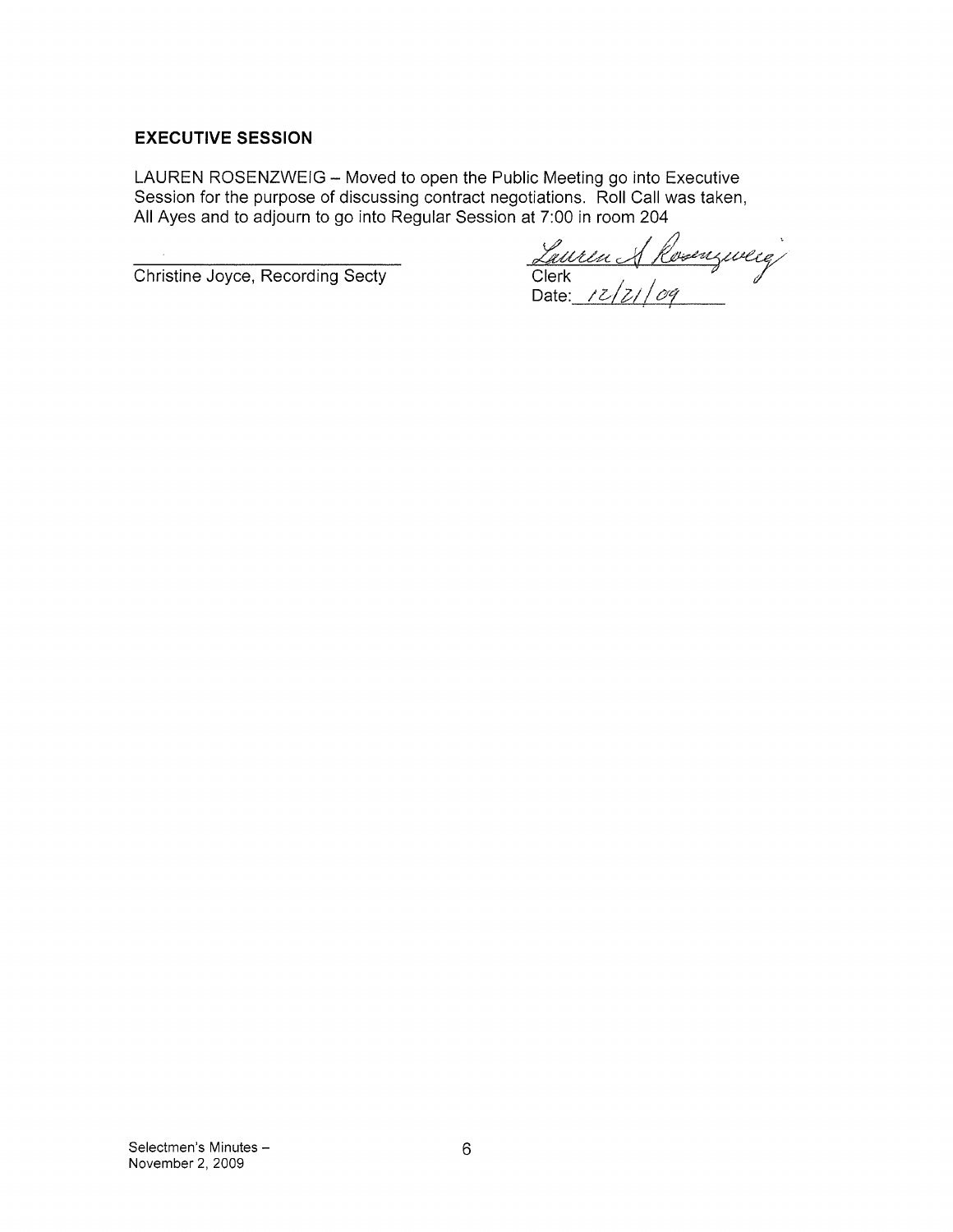**EXECUTIVE SESSION**

LAUREN ROSENZWEIG – Moved to open the Public Meeting go into Executive Session for the purpose of discussing contract negotiations. Roll Call was taken, All Ayes and to adjourn to go into Regular Session at 7:00 in room 204

Christine Joyce, Recording Secty

Lauren A Rosenzweig
Clerk
Date: 12/21/09